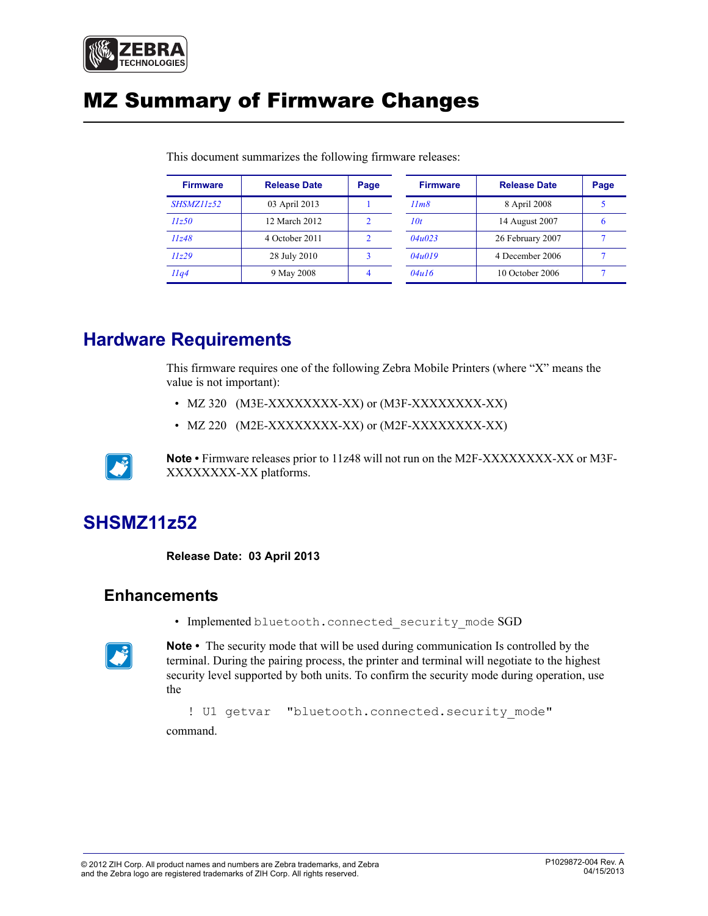# MZ Summary of Firmware Changes

This document summarizes the following firmware releases:

| Firmware | Release Date | Page |
|---|---|---|
| *SHSMZ11z52* | 03 April 2013 | 1 |
| *11z50* | 12 March 2012 | 2 |
| *11z48* | 4 October 2011 | 2 |
| *11z29* | 28 July 2010 | 3 |
| *11q4* | 9 May 2008 | 4 |

| Firmware | Release Date | Page |
|---|---|---|
| *11m8* | 8 April 2008 | 5 |
| *10t* | 14 August 2007 | 6 |
| *04u023* | 26 February 2007 | 7 |
| *04u019* | 4 December 2006 | 7 |
| *04u16* | 10 October 2006 | 7 |

## Hardware Requirements

This firmware requires one of the following Zebra Mobile Printers (where "X" means the value is not important):

- MZ 320 (M3E-XXXXXXXX-XX) or (M3F-XXXXXXXX-XX)
- MZ 220 (M2E-XXXXXXXX-XX) or (M2F-XXXXXXXX-XX)

**Note •** Firmware releases prior to 11z48 will not run on the M2F-XXXXXXXX-XX or M3F-XXXXXXXX-XX platforms.

## SHSMZ11z52

**Release Date: 03 April 2013**

### Enhancements

- Implemented `bluetooth.connected_security_mode` SGD

**Note •** The security mode that will be used during communication Is controlled by the terminal. During the pairing process, the printer and terminal will negotiate to the highest security level supported by both units. To confirm the security mode during operation, use the

```
! U1 getvar  "bluetooth.connected_security_mode"
```

command.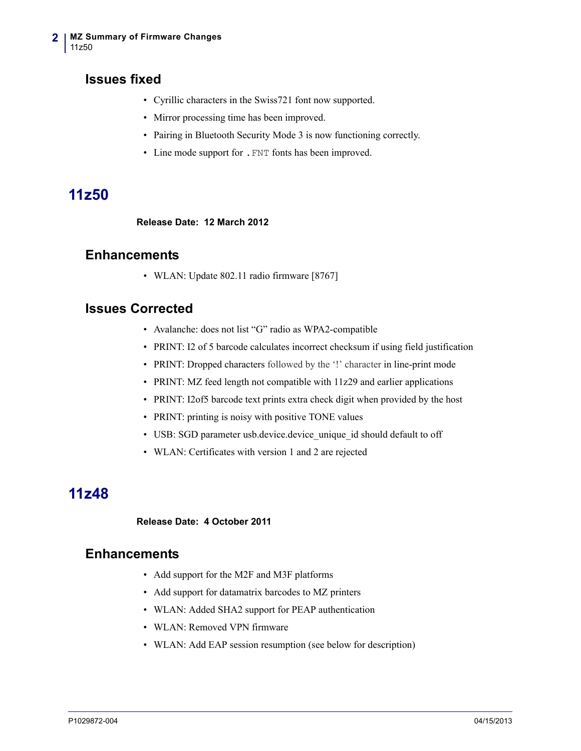### Issues fixed

- Cyrillic characters in the Swiss721 font now supported.
- Mirror processing time has been improved.
- Pairing in Bluetooth Security Mode 3 is now functioning correctly.
- Line mode support for `.FNT` fonts has been improved.

## 11z50

**Release Date: 12 March 2012**

### Enhancements

- WLAN: Update 802.11 radio firmware [8767]

### Issues Corrected

- Avalanche: does not list “G” radio as WPA2-compatible
- PRINT: I2 of 5 barcode calculates incorrect checksum if using field justification
- PRINT: Dropped characters followed by the ‘!’ character in line-print mode
- PRINT: MZ feed length not compatible with 11z29 and earlier applications
- PRINT: I2of5 barcode text prints extra check digit when provided by the host
- PRINT: printing is noisy with positive TONE values
- USB: SGD parameter usb.device.device_unique_id should default to off
- WLAN: Certificates with version 1 and 2 are rejected

## 11z48

**Release Date: 4 October 2011**

### Enhancements

- Add support for the M2F and M3F platforms
- Add support for datamatrix barcodes to MZ printers
- WLAN: Added SHA2 support for PEAP authentication
- WLAN: Removed VPN firmware
- WLAN: Add EAP session resumption (see below for description)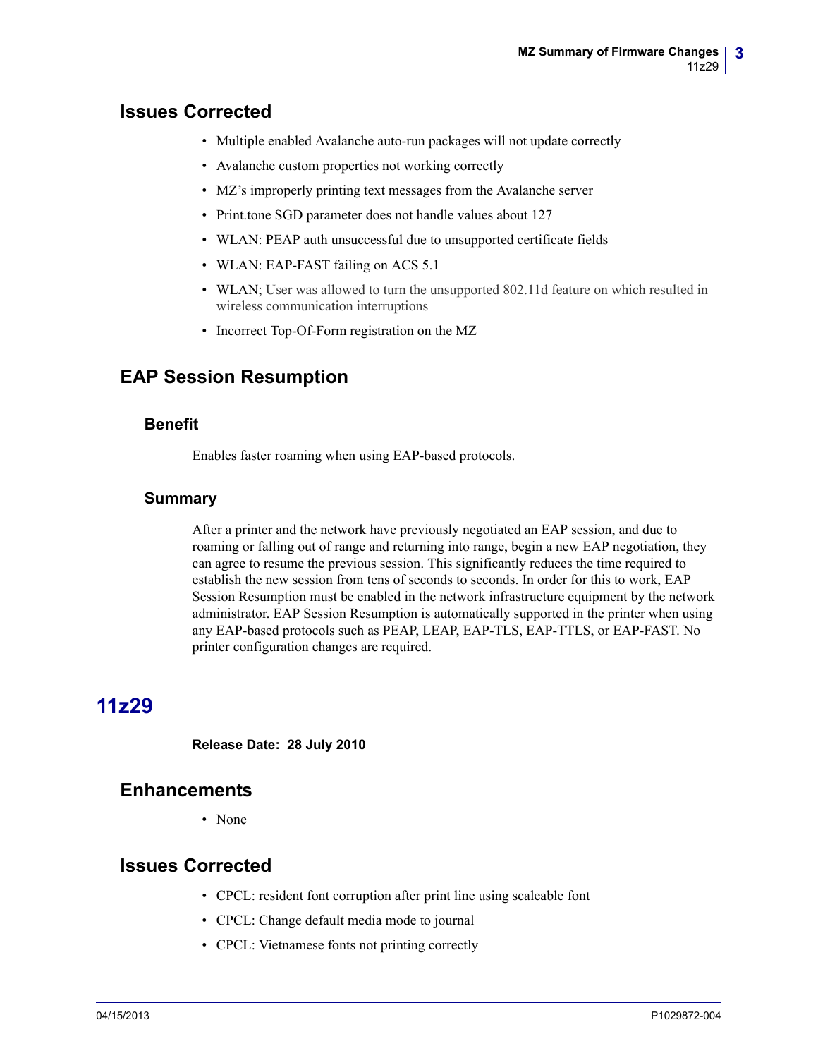## Issues Corrected

- Multiple enabled Avalanche auto-run packages will not update correctly
- Avalanche custom properties not working correctly
- MZ's improperly printing text messages from the Avalanche server
- Print.tone SGD parameter does not handle values about 127
- WLAN: PEAP auth unsuccessful due to unsupported certificate fields
- WLAN: EAP-FAST failing on ACS 5.1
- WLAN; User was allowed to turn the unsupported 802.11d feature on which resulted in wireless communication interruptions
- Incorrect Top-Of-Form registration on the MZ

## EAP Session Resumption

### Benefit

Enables faster roaming when using EAP-based protocols.

### Summary

After a printer and the network have previously negotiated an EAP session, and due to roaming or falling out of range and returning into range, begin a new EAP negotiation, they can agree to resume the previous session. This significantly reduces the time required to establish the new session from tens of seconds to seconds. In order for this to work, EAP Session Resumption must be enabled in the network infrastructure equipment by the network administrator. EAP Session Resumption is automatically supported in the printer when using any EAP-based protocols such as PEAP, LEAP, EAP-TLS, EAP-TTLS, or EAP-FAST. No printer configuration changes are required.

# 11z29

**Release Date: 28 July 2010**

## Enhancements

- None

## Issues Corrected

- CPCL: resident font corruption after print line using scaleable font
- CPCL: Change default media mode to journal
- CPCL: Vietnamese fonts not printing correctly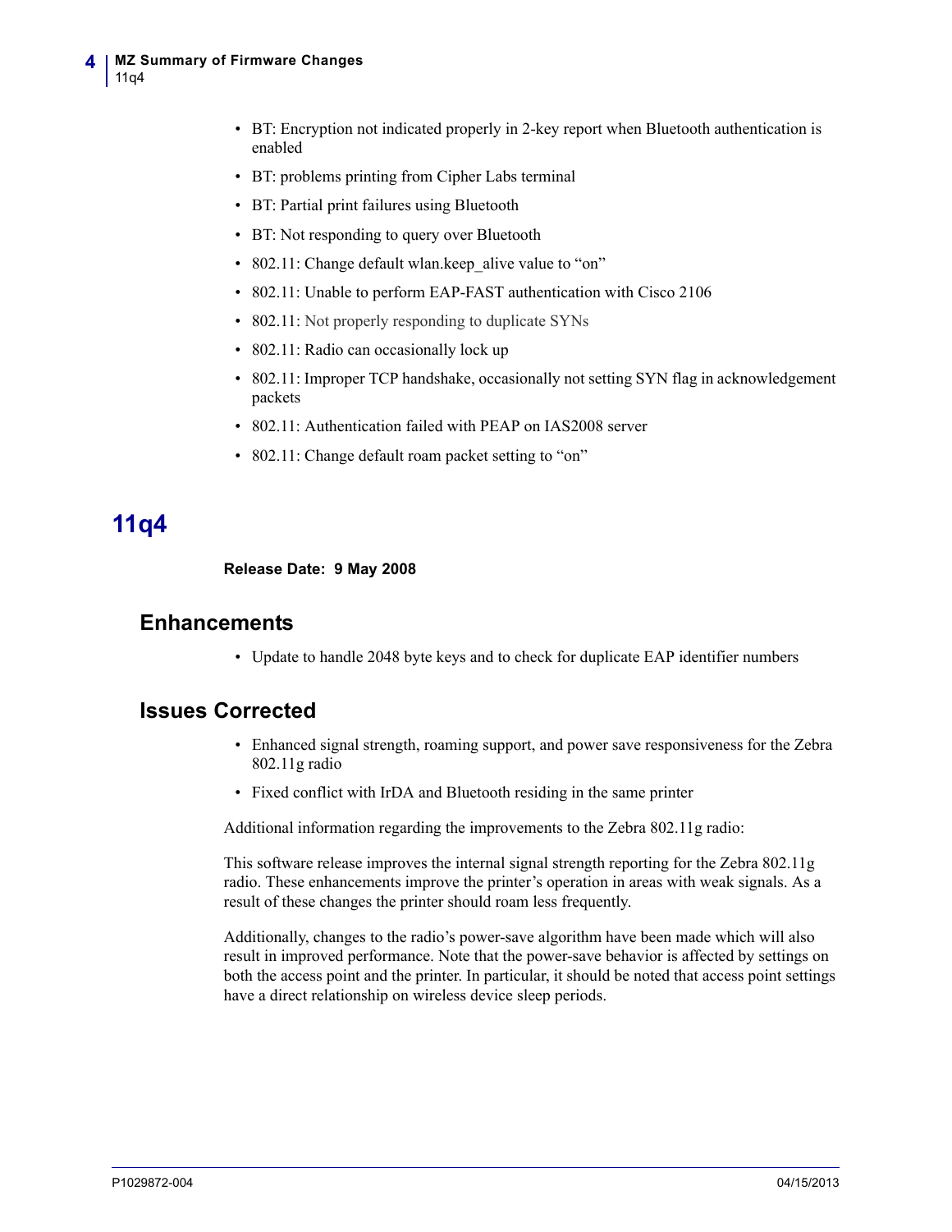- BT: Encryption not indicated properly in 2-key report when Bluetooth authentication is enabled
- BT: problems printing from Cipher Labs terminal
- BT: Partial print failures using Bluetooth
- BT: Not responding to query over Bluetooth
- 802.11: Change default wlan.keep_alive value to "on"
- 802.11: Unable to perform EAP-FAST authentication with Cisco 2106
- 802.11: Not properly responding to duplicate SYNs
- 802.11: Radio can occasionally lock up
- 802.11: Improper TCP handshake, occasionally not setting SYN flag in acknowledgement packets
- 802.11: Authentication failed with PEAP on IAS2008 server
- 802.11: Change default roam packet setting to "on"

# 11q4

**Release Date: 9 May 2008**

## Enhancements

- Update to handle 2048 byte keys and to check for duplicate EAP identifier numbers

## Issues Corrected

- Enhanced signal strength, roaming support, and power save responsiveness for the Zebra 802.11g radio
- Fixed conflict with IrDA and Bluetooth residing in the same printer

Additional information regarding the improvements to the Zebra 802.11g radio:

This software release improves the internal signal strength reporting for the Zebra 802.11g radio. These enhancements improve the printer's operation in areas with weak signals. As a result of these changes the printer should roam less frequently.

Additionally, changes to the radio's power-save algorithm have been made which will also result in improved performance. Note that the power-save behavior is affected by settings on both the access point and the printer. In particular, it should be noted that access point settings have a direct relationship on wireless device sleep periods.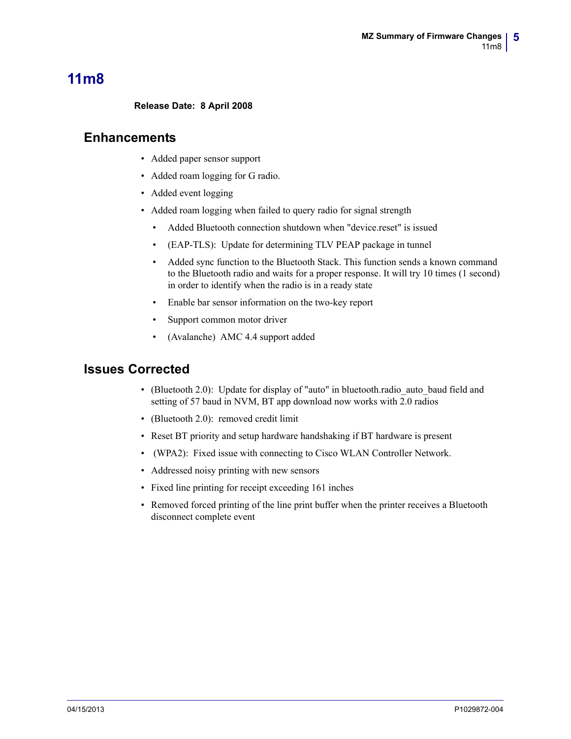# 11m8

**Release Date: 8 April 2008**

## Enhancements

- Added paper sensor support
- Added roam logging for G radio.
- Added event logging
- Added roam logging when failed to query radio for signal strength
  - Added Bluetooth connection shutdown when "device.reset" is issued
  - (EAP-TLS): Update for determining TLV PEAP package in tunnel
  - Added sync function to the Bluetooth Stack. This function sends a known command to the Bluetooth radio and waits for a proper response. It will try 10 times (1 second) in order to identify when the radio is in a ready state
  - Enable bar sensor information on the two-key report
  - Support common motor driver
  - (Avalanche) AMC 4.4 support added

## Issues Corrected

- (Bluetooth 2.0): Update for display of "auto" in bluetooth.radio_auto_baud field and setting of 57 baud in NVM, BT app download now works with 2.0 radios
- (Bluetooth 2.0): removed credit limit
- Reset BT priority and setup hardware handshaking if BT hardware is present
- (WPA2): Fixed issue with connecting to Cisco WLAN Controller Network.
- Addressed noisy printing with new sensors
- Fixed line printing for receipt exceeding 161 inches
- Removed forced printing of the line print buffer when the printer receives a Bluetooth disconnect complete event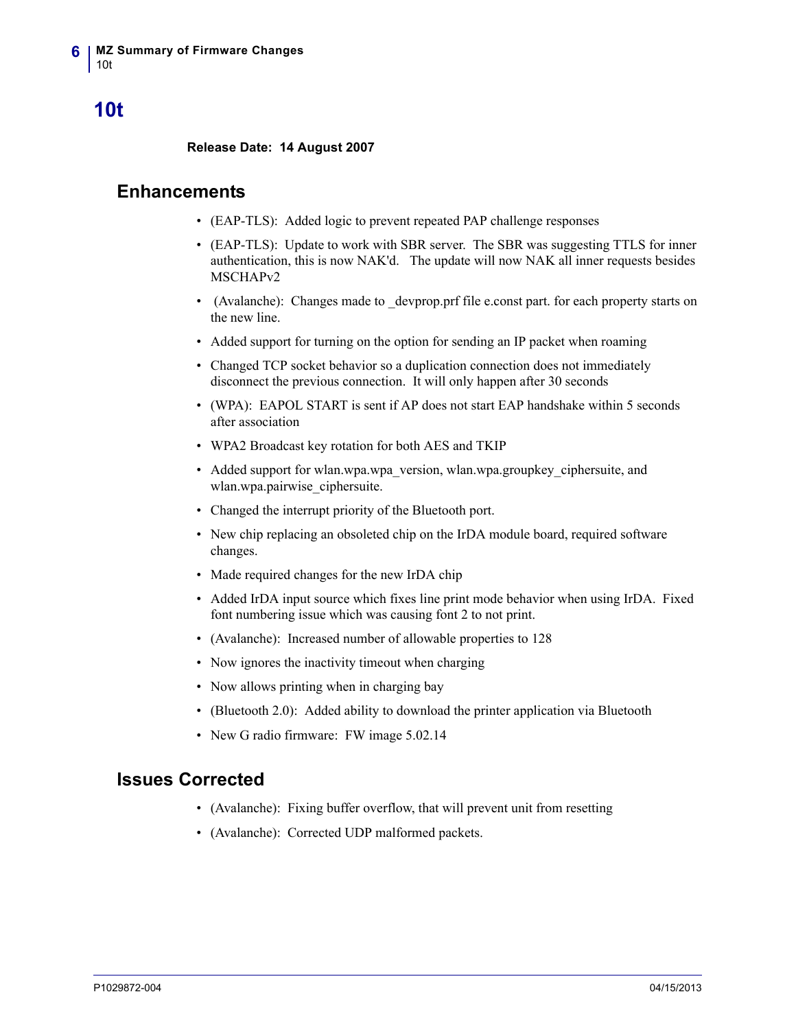# 10t

**Release Date: 14 August 2007**

## Enhancements

- (EAP-TLS): Added logic to prevent repeated PAP challenge responses
- (EAP-TLS): Update to work with SBR server. The SBR was suggesting TTLS for inner authentication, this is now NAK'd. The update will now NAK all inner requests besides MSCHAPv2
- (Avalanche): Changes made to _devprop.prf file e.const part. for each property starts on the new line.
- Added support for turning on the option for sending an IP packet when roaming
- Changed TCP socket behavior so a duplication connection does not immediately disconnect the previous connection. It will only happen after 30 seconds
- (WPA): EAPOL START is sent if AP does not start EAP handshake within 5 seconds after association
- WPA2 Broadcast key rotation for both AES and TKIP
- Added support for wlan.wpa.wpa_version, wlan.wpa.groupkey_ciphersuite, and wlan.wpa.pairwise_ciphersuite.
- Changed the interrupt priority of the Bluetooth port.
- New chip replacing an obsoleted chip on the IrDA module board, required software changes.
- Made required changes for the new IrDA chip
- Added IrDA input source which fixes line print mode behavior when using IrDA. Fixed font numbering issue which was causing font 2 to not print.
- (Avalanche): Increased number of allowable properties to 128
- Now ignores the inactivity timeout when charging
- Now allows printing when in charging bay
- (Bluetooth 2.0): Added ability to download the printer application via Bluetooth
- New G radio firmware: FW image 5.02.14

## Issues Corrected

- (Avalanche): Fixing buffer overflow, that will prevent unit from resetting
- (Avalanche): Corrected UDP malformed packets.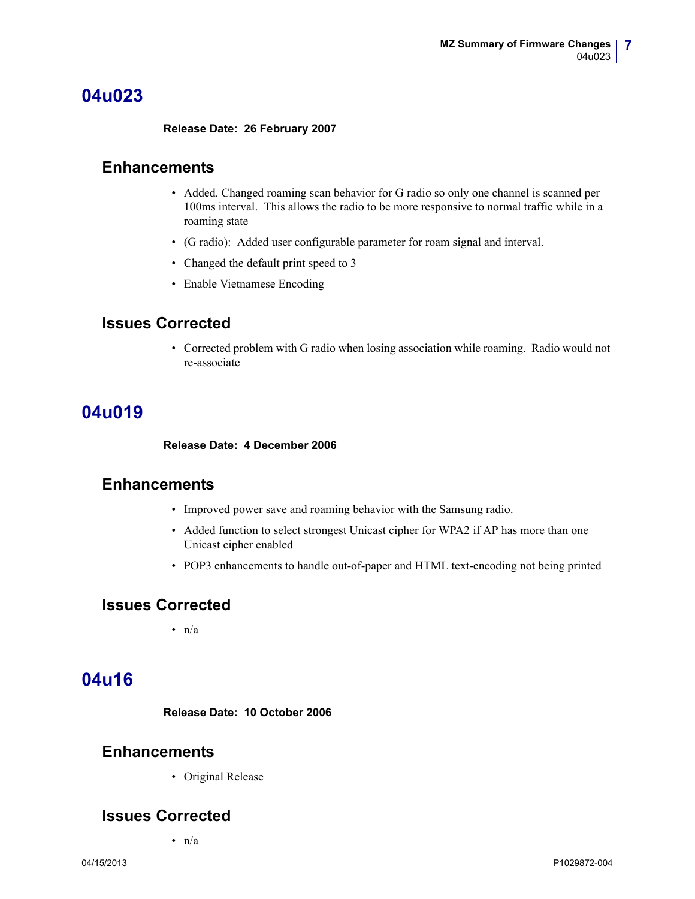## 04u023

**Release Date: 26 February 2007**

### Enhancements

- Added. Changed roaming scan behavior for G radio so only one channel is scanned per 100ms interval. This allows the radio to be more responsive to normal traffic while in a roaming state
- (G radio): Added user configurable parameter for roam signal and interval.
- Changed the default print speed to 3
- Enable Vietnamese Encoding

### Issues Corrected

- Corrected problem with G radio when losing association while roaming. Radio would not re-associate

## 04u019

**Release Date: 4 December 2006**

### Enhancements

- Improved power save and roaming behavior with the Samsung radio.
- Added function to select strongest Unicast cipher for WPA2 if AP has more than one Unicast cipher enabled
- POP3 enhancements to handle out-of-paper and HTML text-encoding not being printed

### Issues Corrected

- n/a

## 04u16

**Release Date: 10 October 2006**

### Enhancements

- Original Release

### Issues Corrected

- n/a